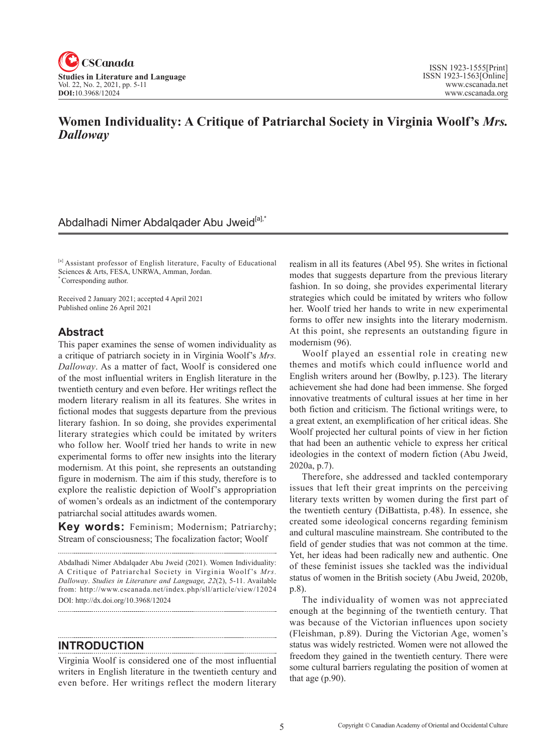# Women Individuality: A Critique of Patriarchal Society in Virginia Woolf's *Mrs. Dalloway*

Abdalhadi Nimer Abdalqader Abu Jweid[a],*

[a] Assistant professor of English literature, Faculty of Educational Sciences & Arts, FESA, UNRWA, Amman, Jordan.
* Corresponding author.

Received 2 January 2021; accepted 4 April 2021
Published online 26 April 2021

## Abstract

This paper examines the sense of women individuality as a critique of patriarch society in in Virginia Woolf's *Mrs. Dalloway*. As a matter of fact, Woolf is considered one of the most influential writers in English literature in the twentieth century and even before. Her writings reflect the modern literary realism in all its features. She writes in fictional modes that suggests departure from the previous literary fashion. In so doing, she provides experimental literary strategies which could be imitated by writers who follow her. Woolf tried her hands to write in new experimental forms to offer new insights into the literary modernism. At this point, she represents an outstanding figure in modernism. The aim if this study, therefore is to explore the realistic depiction of Woolf's appropriation of women's ordeals as an indictment of the contemporary patriarchal social attitudes awards women.

**Key words:** Feminism; Modernism; Patriarchy; Stream of consciousness; The focalization factor; Woolf

Abdalhadi Nimer Abdalqader Abu Jweid (2021). Women Individuality: A Critique of Patriarchal Society in Virginia Woolf's *Mrs. Dalloway*. *Studies in Literature and Language, 22*(2), 5-11. Available from: http://www.cscanada.net/index.php/sll/article/view/12024
DOI: http://dx.doi.org/10.3968/12024

## INTRODUCTION

Virginia Woolf is considered one of the most influential writers in English literature in the twentieth century and even before. Her writings reflect the modern literary realism in all its features (Abel 95). She writes in fictional modes that suggests departure from the previous literary fashion. In so doing, she provides experimental literary strategies which could be imitated by writers who follow her. Woolf tried her hands to write in new experimental forms to offer new insights into the literary modernism. At this point, she represents an outstanding figure in modernism (96).

Woolf played an essential role in creating new themes and motifs which could influence world and English writers around her (Bowlby, p.123). The literary achievement she had done had been immense. She forged innovative treatments of cultural issues at her time in her both fiction and criticism. The fictional writings were, to a great extent, an exemplification of her critical ideas. She Woolf projected her cultural points of view in her fiction that had been an authentic vehicle to express her critical ideologies in the context of modern fiction (Abu Jweid, 2020a, p.7).

Therefore, she addressed and tackled contemporary issues that left their great imprints on the perceiving literary texts written by women during the first part of the twentieth century (DiBattista, p.48). In essence, she created some ideological concerns regarding feminism and cultural masculine mainstream. She contributed to the field of gender studies that was not common at the time. Yet, her ideas had been radically new and authentic. One of these feminist issues she tackled was the individual status of women in the British society (Abu Jweid, 2020b, p.8).

The individuality of women was not appreciated enough at the beginning of the twentieth century. That was because of the Victorian influences upon society (Fleishman, p.89). During the Victorian Age, women's status was widely restricted. Women were not allowed the freedom they gained in the twentieth century. There were some cultural barriers regulating the position of women at that age (p.90).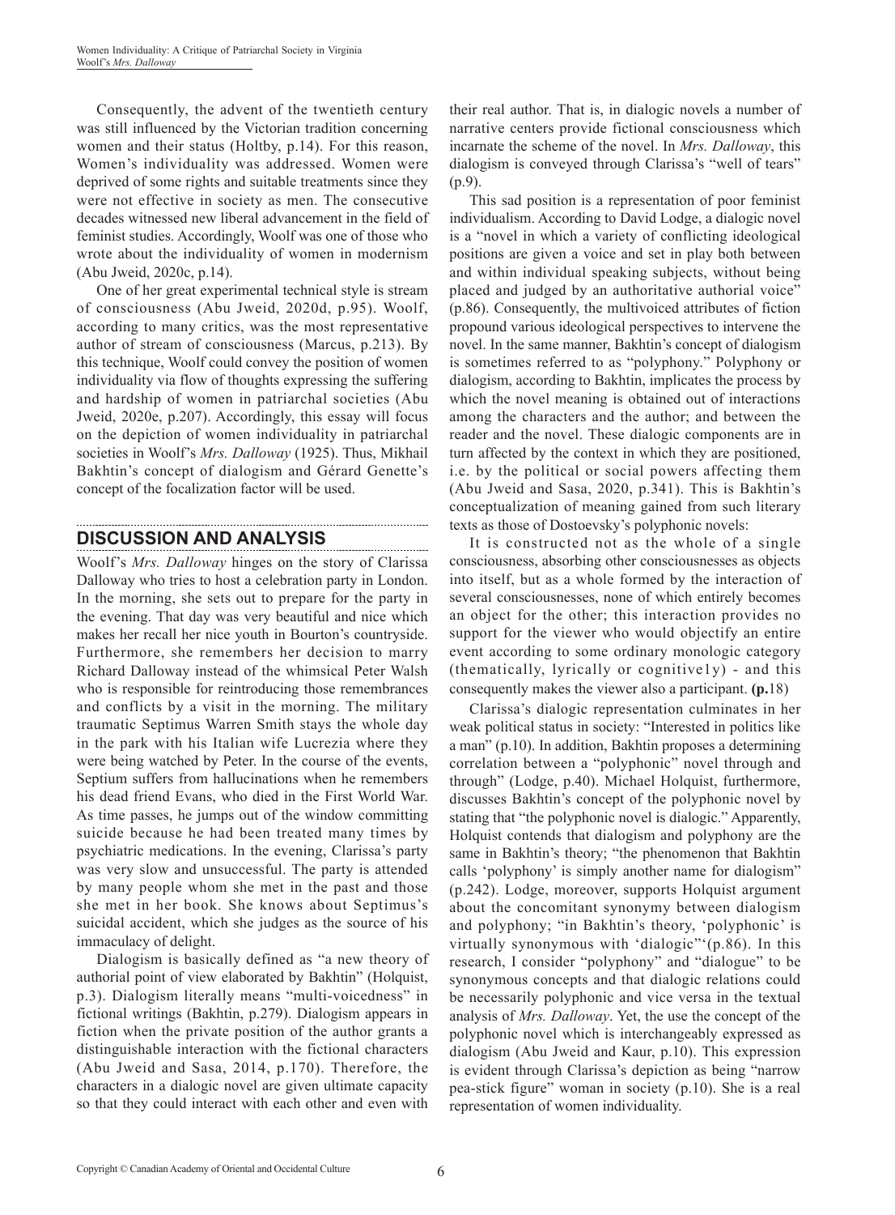Consequently, the advent of the twentieth century was still influenced by the Victorian tradition concerning women and their status (Holtby, p.14). For this reason, Women's individuality was addressed. Women were deprived of some rights and suitable treatments since they were not effective in society as men. The consecutive decades witnessed new liberal advancement in the field of feminist studies. Accordingly, Woolf was one of those who wrote about the individuality of women in modernism (Abu Jweid, 2020c, p.14).

One of her great experimental technical style is stream of consciousness (Abu Jweid, 2020d, p.95). Woolf, according to many critics, was the most representative author of stream of consciousness (Marcus, p.213). By this technique, Woolf could convey the position of women individuality via flow of thoughts expressing the suffering and hardship of women in patriarchal societies (Abu Jweid, 2020e, p.207). Accordingly, this essay will focus on the depiction of women individuality in patriarchal societies in Woolf's *Mrs. Dalloway* (1925). Thus, Mikhail Bakhtin's concept of dialogism and Gérard Genette's concept of the focalization factor will be used.

## DISCUSSION AND ANALYSIS

Woolf's *Mrs. Dalloway* hinges on the story of Clarissa Dalloway who tries to host a celebration party in London. In the morning, she sets out to prepare for the party in the evening. That day was very beautiful and nice which makes her recall her nice youth in Bourton's countryside. Furthermore, she remembers her decision to marry Richard Dalloway instead of the whimsical Peter Walsh who is responsible for reintroducing those remembrances and conflicts by a visit in the morning. The military traumatic Septimus Warren Smith stays the whole day in the park with his Italian wife Lucrezia where they were being watched by Peter. In the course of the events, Septium suffers from hallucinations when he remembers his dead friend Evans, who died in the First World War. As time passes, he jumps out of the window committing suicide because he had been treated many times by psychiatric medications. In the evening, Clarissa's party was very slow and unsuccessful. The party is attended by many people whom she met in the past and those she met in her book. She knows about Septimus's suicidal accident, which she judges as the source of his immaculacy of delight.

Dialogism is basically defined as "a new theory of authorial point of view elaborated by Bakhtin" (Holquist, p.3). Dialogism literally means "multi-voicedness" in fictional writings (Bakhtin, p.279). Dialogism appears in fiction when the private position of the author grants a distinguishable interaction with the fictional characters (Abu Jweid and Sasa, 2014, p.170). Therefore, the characters in a dialogic novel are given ultimate capacity so that they could interact with each other and even with their real author. That is, in dialogic novels a number of narrative centers provide fictional consciousness which incarnate the scheme of the novel. In *Mrs. Dalloway*, this dialogism is conveyed through Clarissa's "well of tears" (p.9).

This sad position is a representation of poor feminist individualism. According to David Lodge, a dialogic novel is a "novel in which a variety of conflicting ideological positions are given a voice and set in play both between and within individual speaking subjects, without being placed and judged by an authoritative authorial voice" (p.86). Consequently, the multivoiced attributes of fiction propound various ideological perspectives to intervene the novel. In the same manner, Bakhtin's concept of dialogism is sometimes referred to as "polyphony." Polyphony or dialogism, according to Bakhtin, implicates the process by which the novel meaning is obtained out of interactions among the characters and the author; and between the reader and the novel. These dialogic components are in turn affected by the context in which they are positioned, i.e. by the political or social powers affecting them (Abu Jweid and Sasa, 2020, p.341). This is Bakhtin's conceptualization of meaning gained from such literary texts as those of Dostoevsky's polyphonic novels:

It is constructed not as the whole of a single consciousness, absorbing other consciousnesses as objects into itself, but as a whole formed by the interaction of several consciousnesses, none of which entirely becomes an object for the other; this interaction provides no support for the viewer who would objectify an entire event according to some ordinary monologic category (thematically, lyrically or cognitive1y) - and this consequently makes the viewer also a participant. **(p.**18)

Clarissa's dialogic representation culminates in her weak political status in society: "Interested in politics like a man" (p.10). In addition, Bakhtin proposes a determining correlation between a "polyphonic" novel through and through" (Lodge, p.40). Michael Holquist, furthermore, discusses Bakhtin's concept of the polyphonic novel by stating that "the polyphonic novel is dialogic." Apparently, Holquist contends that dialogism and polyphony are the same in Bakhtin's theory; "the phenomenon that Bakhtin calls 'polyphony' is simply another name for dialogism" (p.242). Lodge, moreover, supports Holquist argument about the concomitant synonymy between dialogism and polyphony; "in Bakhtin's theory, 'polyphonic' is virtually synonymous with 'dialogic"'(p.86). In this research, I consider "polyphony" and "dialogue" to be synonymous concepts and that dialogic relations could be necessarily polyphonic and vice versa in the textual analysis of *Mrs. Dalloway*. Yet, the use the concept of the polyphonic novel which is interchangeably expressed as dialogism (Abu Jweid and Kaur, p.10). This expression is evident through Clarissa's depiction as being "narrow pea-stick figure" woman in society (p.10). She is a real representation of women individuality.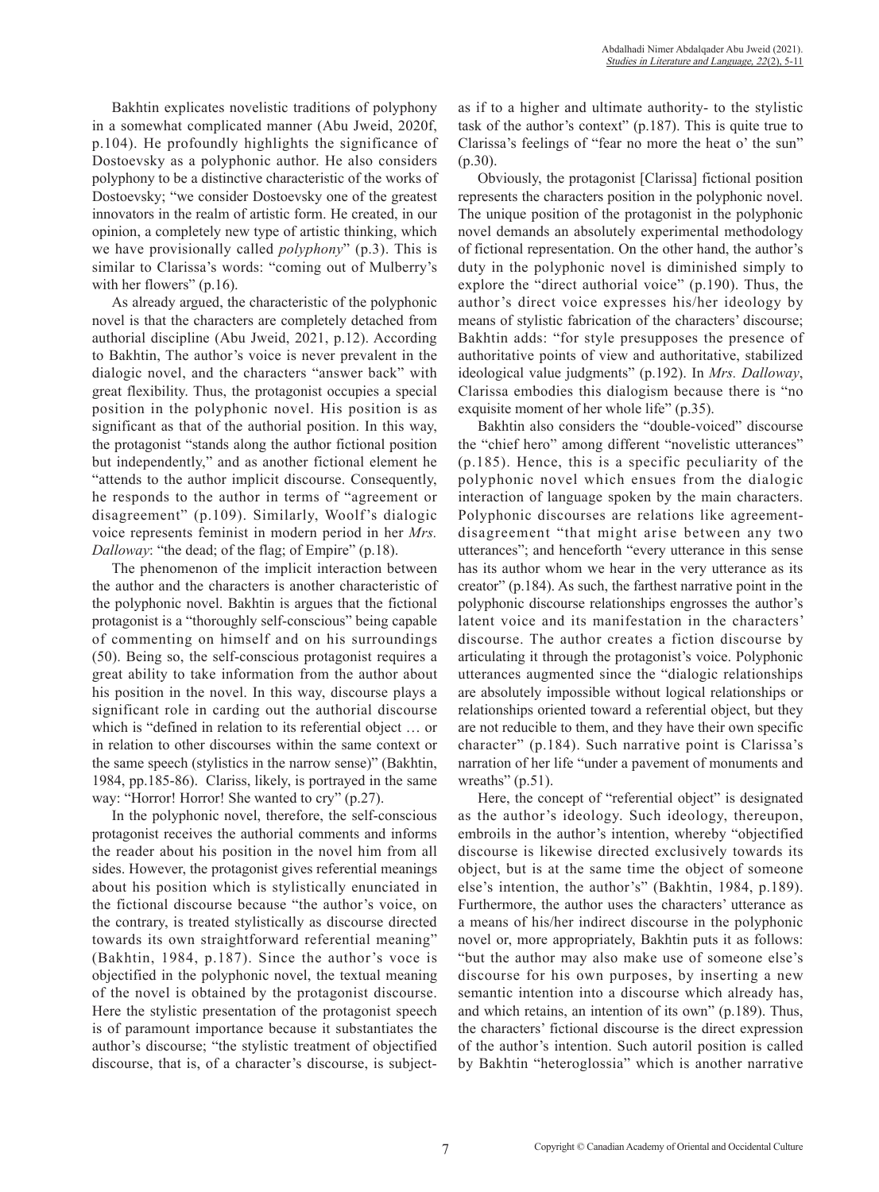Bakhtin explicates novelistic traditions of polyphony in a somewhat complicated manner (Abu Jweid, 2020f, p.104). He profoundly highlights the significance of Dostoevsky as a polyphonic author. He also considers polyphony to be a distinctive characteristic of the works of Dostoevsky; "we consider Dostoevsky one of the greatest innovators in the realm of artistic form. He created, in our opinion, a completely new type of artistic thinking, which we have provisionally called *polyphony*" (p.3). This is similar to Clarissa's words: "coming out of Mulberry's with her flowers" (p.16).

As already argued, the characteristic of the polyphonic novel is that the characters are completely detached from authorial discipline (Abu Jweid, 2021, p.12). According to Bakhtin, The author's voice is never prevalent in the dialogic novel, and the characters "answer back" with great flexibility. Thus, the protagonist occupies a special position in the polyphonic novel. His position is as significant as that of the authorial position. In this way, the protagonist "stands along the author fictional position but independently," and as another fictional element he "attends to the author implicit discourse. Consequently, he responds to the author in terms of "agreement or disagreement" (p.109). Similarly, Woolf's dialogic voice represents feminist in modern period in her *Mrs. Dalloway*: "the dead; of the flag; of Empire" (p.18).

The phenomenon of the implicit interaction between the author and the characters is another characteristic of the polyphonic novel. Bakhtin is argues that the fictional protagonist is a "thoroughly self-conscious" being capable of commenting on himself and on his surroundings (50). Being so, the self-conscious protagonist requires a great ability to take information from the author about his position in the novel. In this way, discourse plays a significant role in carding out the authorial discourse which is "defined in relation to its referential object … or in relation to other discourses within the same context or the same speech (stylistics in the narrow sense)" (Bakhtin, 1984, pp.185-86). Clariss, likely, is portrayed in the same way: "Horror! Horror! She wanted to cry" (p.27).

In the polyphonic novel, therefore, the self-conscious protagonist receives the authorial comments and informs the reader about his position in the novel him from all sides. However, the protagonist gives referential meanings about his position which is stylistically enunciated in the fictional discourse because "the author's voice, on the contrary, is treated stylistically as discourse directed towards its own straightforward referential meaning" (Bakhtin, 1984, p.187). Since the author's voce is objectified in the polyphonic novel, the textual meaning of the novel is obtained by the protagonist discourse. Here the stylistic presentation of the protagonist speech is of paramount importance because it substantiates the author's discourse; "the stylistic treatment of objectified discourse, that is, of a character's discourse, is subject- as if to a higher and ultimate authority- to the stylistic task of the author's context" (p.187). This is quite true to Clarissa's feelings of "fear no more the heat o' the sun" (p.30).

Obviously, the protagonist [Clarissa] fictional position represents the characters position in the polyphonic novel. The unique position of the protagonist in the polyphonic novel demands an absolutely experimental methodology of fictional representation. On the other hand, the author's duty in the polyphonic novel is diminished simply to explore the "direct authorial voice" (p.190). Thus, the author's direct voice expresses his/her ideology by means of stylistic fabrication of the characters' discourse; Bakhtin adds: "for style presupposes the presence of authoritative points of view and authoritative, stabilized ideological value judgments" (p.192). In *Mrs. Dalloway*, Clarissa embodies this dialogism because there is "no exquisite moment of her whole life" (p.35).

Bakhtin also considers the "double-voiced" discourse the "chief hero" among different "novelistic utterances" (p.185). Hence, this is a specific peculiarity of the polyphonic novel which ensues from the dialogic interaction of language spoken by the main characters. Polyphonic discourses are relations like agreement-disagreement "that might arise between any two utterances"; and henceforth "every utterance in this sense has its author whom we hear in the very utterance as its creator" (p.184). As such, the farthest narrative point in the polyphonic discourse relationships engrosses the author's latent voice and its manifestation in the characters' discourse. The author creates a fiction discourse by articulating it through the protagonist's voice. Polyphonic utterances augmented since the "dialogic relationships are absolutely impossible without logical relationships or relationships oriented toward a referential object, but they are not reducible to them, and they have their own specific character" (p.184). Such narrative point is Clarissa's narration of her life "under a pavement of monuments and wreaths" (p.51).

Here, the concept of "referential object" is designated as the author's ideology. Such ideology, thereupon, embroils in the author's intention, whereby "objectified discourse is likewise directed exclusively towards its object, but is at the same time the object of someone else's intention, the author's" (Bakhtin, 1984, p.189). Furthermore, the author uses the characters' utterance as a means of his/her indirect discourse in the polyphonic novel or, more appropriately, Bakhtin puts it as follows: "but the author may also make use of someone else's discourse for his own purposes, by inserting a new semantic intention into a discourse which already has, and which retains, an intention of its own" (p.189). Thus, the characters' fictional discourse is the direct expression of the author's intention. Such autoril position is called by Bakhtin "heteroglossia" which is another narrative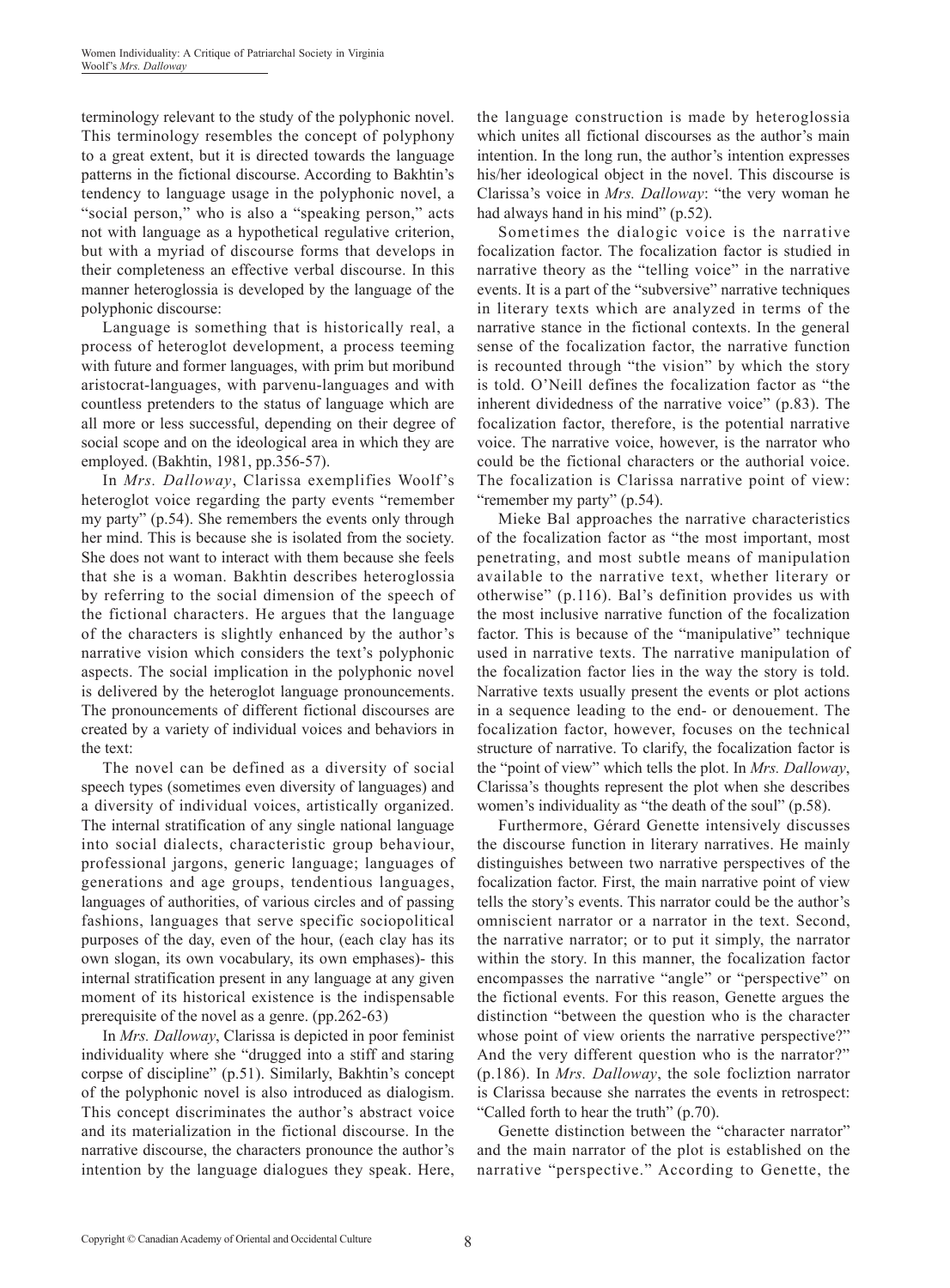terminology relevant to the study of the polyphonic novel. This terminology resembles the concept of polyphony to a great extent, but it is directed towards the language patterns in the fictional discourse. According to Bakhtin's tendency to language usage in the polyphonic novel, a "social person," who is also a "speaking person," acts not with language as a hypothetical regulative criterion, but with a myriad of discourse forms that develops in their completeness an effective verbal discourse. In this manner heteroglossia is developed by the language of the polyphonic discourse:

Language is something that is historically real, a process of heteroglot development, a process teeming with future and former languages, with prim but moribund aristocrat-languages, with parvenu-languages and with countless pretenders to the status of language which are all more or less successful, depending on their degree of social scope and on the ideological area in which they are employed. (Bakhtin, 1981, pp.356-57).

In *Mrs. Dalloway*, Clarissa exemplifies Woolf's heteroglot voice regarding the party events "remember my party" (p.54). She remembers the events only through her mind. This is because she is isolated from the society. She does not want to interact with them because she feels that she is a woman. Bakhtin describes heteroglossia by referring to the social dimension of the speech of the fictional characters. He argues that the language of the characters is slightly enhanced by the author's narrative vision which considers the text's polyphonic aspects. The social implication in the polyphonic novel is delivered by the heteroglot language pronouncements. The pronouncements of different fictional discourses are created by a variety of individual voices and behaviors in the text:

The novel can be defined as a diversity of social speech types (sometimes even diversity of languages) and a diversity of individual voices, artistically organized. The internal stratification of any single national language into social dialects, characteristic group behaviour, professional jargons, generic language; languages of generations and age groups, tendentious languages, languages of authorities, of various circles and of passing fashions, languages that serve specific sociopolitical purposes of the day, even of the hour, (each clay has its own slogan, its own vocabulary, its own emphases)- this internal stratification present in any language at any given moment of its historical existence is the indispensable prerequisite of the novel as a genre. (pp.262-63)

In *Mrs. Dalloway*, Clarissa is depicted in poor feminist individuality where she "drugged into a stiff and staring corpse of discipline" (p.51). Similarly, Bakhtin's concept of the polyphonic novel is also introduced as dialogism. This concept discriminates the author's abstract voice and its materialization in the fictional discourse. In the narrative discourse, the characters pronounce the author's intention by the language dialogues they speak. Here, the language construction is made by heteroglossia which unites all fictional discourses as the author's main intention. In the long run, the author's intention expresses his/her ideological object in the novel. This discourse is Clarissa's voice in *Mrs. Dalloway*: "the very woman he had always hand in his mind" (p.52).

Sometimes the dialogic voice is the narrative focalization factor. The focalization factor is studied in narrative theory as the "telling voice" in the narrative events. It is a part of the "subversive" narrative techniques in literary texts which are analyzed in terms of the narrative stance in the fictional contexts. In the general sense of the focalization factor, the narrative function is recounted through "the vision" by which the story is told. O'Neill defines the focalization factor as "the inherent dividedness of the narrative voice" (p.83). The focalization factor, therefore, is the potential narrative voice. The narrative voice, however, is the narrator who could be the fictional characters or the authorial voice. The focalization is Clarissa narrative point of view: "remember my party" (p.54).

Mieke Bal approaches the narrative characteristics of the focalization factor as "the most important, most penetrating, and most subtle means of manipulation available to the narrative text, whether literary or otherwise" (p.116). Bal's definition provides us with the most inclusive narrative function of the focalization factor. This is because of the "manipulative" technique used in narrative texts. The narrative manipulation of the focalization factor lies in the way the story is told. Narrative texts usually present the events or plot actions in a sequence leading to the end- or denouement. The focalization factor, however, focuses on the technical structure of narrative. To clarify, the focalization factor is the "point of view" which tells the plot. In *Mrs. Dalloway*, Clarissa's thoughts represent the plot when she describes women's individuality as "the death of the soul" (p.58).

Furthermore, Gérard Genette intensively discusses the discourse function in literary narratives. He mainly distinguishes between two narrative perspectives of the focalization factor. First, the main narrative point of view tells the story's events. This narrator could be the author's omniscient narrator or a narrator in the text. Second, the narrative narrator; or to put it simply, the narrator within the story. In this manner, the focalization factor encompasses the narrative "angle" or "perspective" on the fictional events. For this reason, Genette argues the distinction "between the question who is the character whose point of view orients the narrative perspective?" And the very different question who is the narrator?" (p.186). In *Mrs. Dalloway*, the sole focliztion narrator is Clarissa because she narrates the events in retrospect: "Called forth to hear the truth" (p.70).

Genette distinction between the "character narrator" and the main narrator of the plot is established on the narrative "perspective." According to Genette, the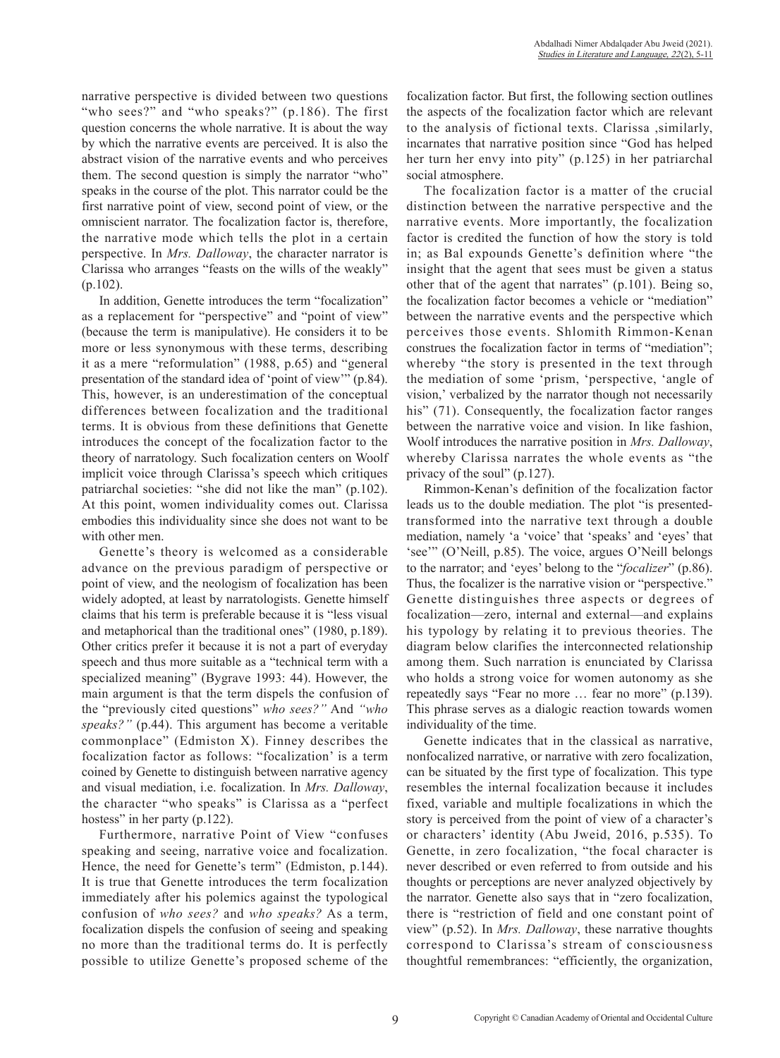narrative perspective is divided between two questions "who sees?" and "who speaks?" (p.186). The first question concerns the whole narrative. It is about the way by which the narrative events are perceived. It is also the abstract vision of the narrative events and who perceives them. The second question is simply the narrator "who" speaks in the course of the plot. This narrator could be the first narrative point of view, second point of view, or the omniscient narrator. The focalization factor is, therefore, the narrative mode which tells the plot in a certain perspective. In *Mrs. Dalloway*, the character narrator is Clarissa who arranges "feasts on the wills of the weakly" (p.102).

In addition, Genette introduces the term "focalization" as a replacement for "perspective" and "point of view" (because the term is manipulative). He considers it to be more or less synonymous with these terms, describing it as a mere "reformulation" (1988, p.65) and "general presentation of the standard idea of 'point of view'" (p.84). This, however, is an underestimation of the conceptual differences between focalization and the traditional terms. It is obvious from these definitions that Genette introduces the concept of the focalization factor to the theory of narratology. Such focalization centers on Woolf implicit voice through Clarissa's speech which critiques patriarchal societies: "she did not like the man" (p.102). At this point, women individuality comes out. Clarissa embodies this individuality since she does not want to be with other men.

Genette's theory is welcomed as a considerable advance on the previous paradigm of perspective or point of view, and the neologism of focalization has been widely adopted, at least by narratologists. Genette himself claims that his term is preferable because it is "less visual and metaphorical than the traditional ones" (1980, p.189). Other critics prefer it because it is not a part of everyday speech and thus more suitable as a "technical term with a specialized meaning" (Bygrave 1993: 44). However, the main argument is that the term dispels the confusion of the "previously cited questions" *who sees?"* And *"who speaks?"* (p.44). This argument has become a veritable commonplace" (Edmiston X). Finney describes the focalization factor as follows: "focalization' is a term coined by Genette to distinguish between narrative agency and visual mediation, i.e. focalization. In *Mrs. Dalloway*, the character "who speaks" is Clarissa as a "perfect hostess" in her party (p.122).

Furthermore, narrative Point of View "confuses speaking and seeing, narrative voice and focalization. Hence, the need for Genette's term" (Edmiston, p.144). It is true that Genette introduces the term focalization immediately after his polemics against the typological confusion of *who sees?* and *who speaks?* As a term, focalization dispels the confusion of seeing and speaking no more than the traditional terms do. It is perfectly possible to utilize Genette's proposed scheme of the focalization factor. But first, the following section outlines the aspects of the focalization factor which are relevant to the analysis of fictional texts. Clarissa ,similarly, incarnates that narrative position since "God has helped her turn her envy into pity" (p.125) in her patriarchal social atmosphere.

The focalization factor is a matter of the crucial distinction between the narrative perspective and the narrative events. More importantly, the focalization factor is credited the function of how the story is told in; as Bal expounds Genette's definition where "the insight that the agent that sees must be given a status other that of the agent that narrates" (p.101). Being so, the focalization factor becomes a vehicle or "mediation" between the narrative events and the perspective which perceives those events. Shlomith Rimmon-Kenan construes the focalization factor in terms of "mediation"; whereby "the story is presented in the text through the mediation of some 'prism, 'perspective, 'angle of vision,' verbalized by the narrator though not necessarily his" (71). Consequently, the focalization factor ranges between the narrative voice and vision. In like fashion, Woolf introduces the narrative position in *Mrs. Dalloway*, whereby Clarissa narrates the whole events as "the privacy of the soul" (p.127).

Rimmon-Kenan's definition of the focalization factor leads us to the double mediation. The plot "is presented-transformed into the narrative text through a double mediation, namely 'a 'voice' that 'speaks' and 'eyes' that 'see'" (O'Neill, p.85). The voice, argues O'Neill belongs to the narrator; and 'eyes' belong to the "*focalizer*" (p.86). Thus, the focalizer is the narrative vision or "perspective." Genette distinguishes three aspects or degrees of focalization—zero, internal and external—and explains his typology by relating it to previous theories. The diagram below clarifies the interconnected relationship among them. Such narration is enunciated by Clarissa who holds a strong voice for women autonomy as she repeatedly says "Fear no more … fear no more" (p.139). This phrase serves as a dialogic reaction towards women individuality of the time.

Genette indicates that in the classical as narrative, nonfocalized narrative, or narrative with zero focalization, can be situated by the first type of focalization. This type resembles the internal focalization because it includes fixed, variable and multiple focalizations in which the story is perceived from the point of view of a character's or characters' identity (Abu Jweid, 2016, p.535). To Genette, in zero focalization, "the focal character is never described or even referred to from outside and his thoughts or perceptions are never analyzed objectively by the narrator. Genette also says that in "zero focalization, there is "restriction of field and one constant point of view" (p.52). In *Mrs. Dalloway*, these narrative thoughts correspond to Clarissa's stream of consciousness thoughtful remembrances: "efficiently, the organization,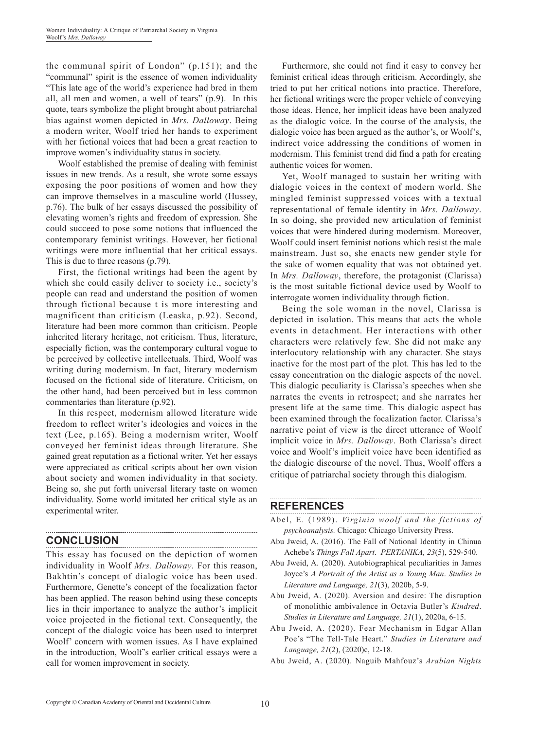the communal spirit of London" (p.151); and the "communal" spirit is the essence of women individuality "This late age of the world's experience had bred in them all, all men and women, a well of tears" (p.9). In this quote, tears symbolize the plight brought about patriarchal bias against women depicted in *Mrs. Dalloway*. Being a modern writer, Woolf tried her hands to experiment with her fictional voices that had been a great reaction to improve women's individuality status in society.

Woolf established the premise of dealing with feminist issues in new trends. As a result, she wrote some essays exposing the poor positions of women and how they can improve themselves in a masculine world (Hussey, p.76). The bulk of her essays discussed the possibility of elevating women's rights and freedom of expression. She could succeed to pose some notions that influenced the contemporary feminist writings. However, her fictional writings were more influential that her critical essays. This is due to three reasons (p.79).

First, the fictional writings had been the agent by which she could easily deliver to society i.e., society's people can read and understand the position of women through fictional because t is more interesting and magnificent than criticism (Leaska, p.92). Second, literature had been more common than criticism. People inherited literary heritage, not criticism. Thus, literature, especially fiction, was the contemporary cultural vogue to be perceived by collective intellectuals. Third, Woolf was writing during modernism. In fact, literary modernism focused on the fictional side of literature. Criticism, on the other hand, had been perceived but in less common commentaries than literature (p.92).

In this respect, modernism allowed literature wide freedom to reflect writer's ideologies and voices in the text (Lee, p.165). Being a modernism writer, Woolf conveyed her feminist ideas through literature. She gained great reputation as a fictional writer. Yet her essays were appreciated as critical scripts about her own vision about society and women individuality in that society. Being so, she put forth universal literary taste on women individuality. Some world imitated her critical style as an experimental writer.

## CONCLUSION

This essay has focused on the depiction of women individuality in Woolf *Mrs. Dalloway*. For this reason, Bakhtin's concept of dialogic voice has been used. Furthermore, Genette's concept of the focalization factor has been applied. The reason behind using these concepts lies in their importance to analyze the author's implicit voice projected in the fictional text. Consequently, the concept of the dialogic voice has been used to interpret Woolf' concern with women issues. As I have explained in the introduction, Woolf's earlier critical essays were a call for women improvement in society.

Furthermore, she could not find it easy to convey her feminist critical ideas through criticism. Accordingly, she tried to put her critical notions into practice. Therefore, her fictional writings were the proper vehicle of conveying those ideas. Hence, her implicit ideas have been analyzed as the dialogic voice. In the course of the analysis, the dialogic voice has been argued as the author's, or Woolf's, indirect voice addressing the conditions of women in modernism. This feminist trend did find a path for creating authentic voices for women.

Yet, Woolf managed to sustain her writing with dialogic voices in the context of modern world. She mingled feminist suppressed voices with a textual representational of female identity in *Mrs. Dalloway*. In so doing, she provided new articulation of feminist voices that were hindered during modernism. Moreover, Woolf could insert feminist notions which resist the male mainstream. Just so, she enacts new gender style for the sake of women equality that was not obtained yet. In *Mrs. Dalloway*, therefore, the protagonist (Clarissa) is the most suitable fictional device used by Woolf to interrogate women individuality through fiction.

Being the sole woman in the novel, Clarissa is depicted in isolation. This means that acts the whole events in detachment. Her interactions with other characters were relatively few. She did not make any interlocutory relationship with any character. She stays inactive for the most part of the plot. This has led to the essay concentration on the dialogic aspects of the novel. This dialogic peculiarity is Clarissa's speeches when she narrates the events in retrospect; and she narrates her present life at the same time. This dialogic aspect has been examined through the focalization factor. Clarissa's narrative point of view is the direct utterance of Woolf implicit voice in *Mrs. Dalloway*. Both Clarissa's direct voice and Woolf's implicit voice have been identified as the dialogic discourse of the novel. Thus, Woolf offers a critique of patriarchal society through this dialogism.

## REFERENCES

Abel, E. (1989). *Virginia woolf and the fictions of psychoanalysis.* Chicago: Chicago University Press.

Abu Jweid, A. (2016). The Fall of National Identity in Chinua Achebe's *Things Fall Apart*. *PERTANIKA, 23*(5), 529-540.

Abu Jweid, A. (2020). Autobiographical peculiarities in James Joyce's *A Portrait of the Artist as a Young Man*. *Studies in Literature and Language, 21*(3), 2020b, 5-9.

Abu Jweid, A. (2020). Aversion and desire: The disruption of monolithic ambivalence in Octavia Butler's *Kindred*. *Studies in Literature and Language, 21*(1), 2020a, 6-15.

Abu Jweid, A. (2020). Fear Mechanism in Edgar Allan Poe's "The Tell-Tale Heart." *Studies in Literature and Language, 21*(2), (2020)c, 12-18.

Abu Jweid, A. (2020). Naguib Mahfouz's *Arabian Nights*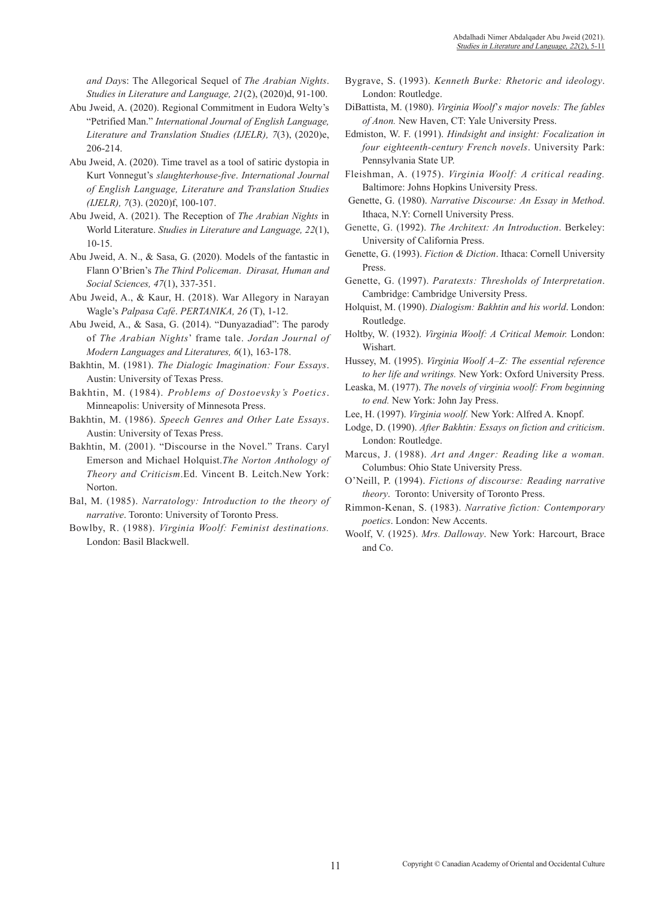*and Days*: The Allegorical Sequel of *The Arabian Nights*. *Studies in Literature and Language, 21*(2), (2020)d, 91-100.

Abu Jweid, A. (2020). Regional Commitment in Eudora Welty's "Petrified Man." *International Journal of English Language, Literature and Translation Studies (IJELR), 7*(3), (2020)e, 206-214.

Abu Jweid, A. (2020). Time travel as a tool of satiric dystopia in Kurt Vonnegut's *slaughterhouse-five*. *International Journal of English Language, Literature and Translation Studies (IJELR), 7*(3). (2020)f, 100-107.

Abu Jweid, A. (2021). The Reception of *The Arabian Nights* in World Literature. *Studies in Literature and Language, 22*(1), 10-15.

Abu Jweid, A. N., & Sasa, G. (2020). Models of the fantastic in Flann O'Brien's *The Third Policeman*. *Dirasat, Human and Social Sciences, 47*(1), 337-351.

Abu Jweid, A., & Kaur, H. (2018). War Allegory in Narayan Wagle's *Palpasa Café*. *PERTANIKA, 26* (T), 1-12.

Abu Jweid, A., & Sasa, G. (2014). "Dunyazadiad": The parody of *The Arabian Nights*' frame tale. *Jordan Journal of Modern Languages and Literatures, 6*(1), 163-178.

Bakhtin, M. (1981). *The Dialogic Imagination: Four Essays*. Austin: University of Texas Press.

Bakhtin, M. (1984). *Problems of Dostoevsky's Poetics*. Minneapolis: University of Minnesota Press.

Bakhtin, M. (1986). *Speech Genres and Other Late Essays*. Austin: University of Texas Press.

Bakhtin, M. (2001). "Discourse in the Novel." Trans. Caryl Emerson and Michael Holquist.*The Norton Anthology of Theory and Criticism*.Ed. Vincent B. Leitch.New York: Norton.

Bal, M. (1985). *Narratology: Introduction to the theory of narrative*. Toronto: University of Toronto Press.

Bowlby, R. (1988). *Virginia Woolf: Feminist destinations.* London: Basil Blackwell.

Bygrave, S. (1993). *Kenneth Burke: Rhetoric and ideology*. London: Routledge.

DiBattista, M. (1980). *Virginia Woolf's major novels: The fables of Anon.* New Haven, CT: Yale University Press.

Edmiston, W. F. (1991). *Hindsight and insight: Focalization in four eighteenth-century French novels*. University Park: Pennsylvania State UP.

Fleishman, A. (1975). *Virginia Woolf: A critical reading.* Baltimore: Johns Hopkins University Press.

Genette, G. (1980). *Narrative Discourse: An Essay in Method*. Ithaca, N.Y: Cornell University Press.

Genette, G. (1992). *The Architext: An Introduction*. Berkeley: University of California Press.

Genette, G. (1993). *Fiction & Diction*. Ithaca: Cornell University Press.

Genette, G. (1997). *Paratexts: Thresholds of Interpretation*. Cambridge: Cambridge University Press.

Holquist, M. (1990). *Dialogism: Bakhtin and his world*. London: Routledge.

Holtby, W. (1932). *Virginia Woolf: A Critical Memoir.* London: Wishart.

Hussey, M. (1995). *Virginia Woolf A–Z: The essential reference to her life and writings.* New York: Oxford University Press.

Leaska, M. (1977). *The novels of virginia woolf: From beginning to end.* New York: John Jay Press.

Lee, H. (1997). *Virginia woolf.* New York: Alfred A. Knopf.

Lodge, D. (1990). *After Bakhtin: Essays on fiction and criticism*. London: Routledge.

Marcus, J. (1988). *Art and Anger: Reading like a woman.* Columbus: Ohio State University Press.

O'Neill, P. (1994). *Fictions of discourse: Reading narrative theory*. Toronto: University of Toronto Press.

Rimmon-Kenan, S. (1983). *Narrative fiction: Contemporary poetics*. London: New Accents.

Woolf, V. (1925). *Mrs. Dalloway*. New York: Harcourt, Brace and Co.